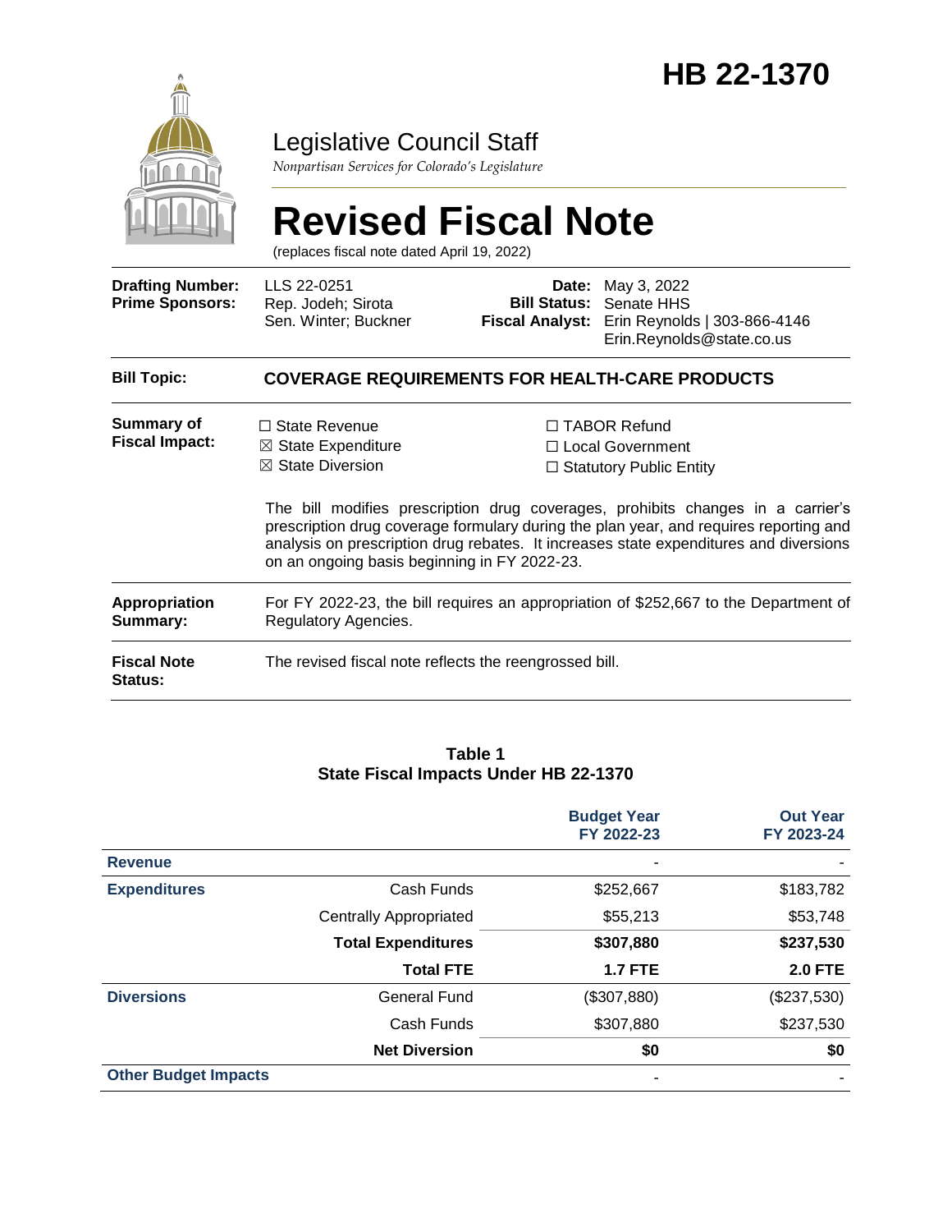# HB 22-1370

## Legislative Council Staff

*Nonpartisan Services for Colorado's Legislature*

# Revised Fiscal Note

(replaces fiscal note dated April 19, 2022)

| | | | |
|---|---|---|---|
| **Drafting Number:** | LLS 22-0251 | **Date:** | May 3, 2022 |
| **Prime Sponsors:** | Rep. Jodeh; Sirota<br>Sen. Winter; Buckner | **Bill Status:** | Senate HHS |
| | | **Fiscal Analyst:** | Erin Reynolds \| 303-866-4146<br>Erin.Reynolds@state.co.us |

**Bill Topic:** **COVERAGE REQUIREMENTS FOR HEALTH-CARE PRODUCTS**

**Summary of Fiscal Impact:**

☐ State Revenue
☒ State Expenditure
☒ State Diversion
☐ TABOR Refund
☐ Local Government
☐ Statutory Public Entity

The bill modifies prescription drug coverages, prohibits changes in a carrier's prescription drug coverage formulary during the plan year, and requires reporting and analysis on prescription drug rebates. It increases state expenditures and diversions on an ongoing basis beginning in FY 2022-23.

**Appropriation Summary:** For FY 2022-23, the bill requires an appropriation of $252,667 to the Department of Regulatory Agencies.

**Fiscal Note Status:** The revised fiscal note reflects the reengrossed bill.

**Table 1**
**State Fiscal Impacts Under HB 22-1370**

| | | Budget Year FY 2022-23 | Out Year FY 2023-24 |
|---|---|---|---|
| **Revenue** | | - | - |
| **Expenditures** | Cash Funds | $252,667 | $183,782 |
| | Centrally Appropriated | $55,213 | $53,748 |
| | **Total Expenditures** | **$307,880** | **$237,530** |
| | **Total FTE** | **1.7 FTE** | **2.0 FTE** |
| **Diversions** | General Fund | ($307,880) | ($237,530) |
| | Cash Funds | $307,880 | $237,530 |
| | **Net Diversion** | **$0** | **$0** |
| **Other Budget Impacts** | | - | - |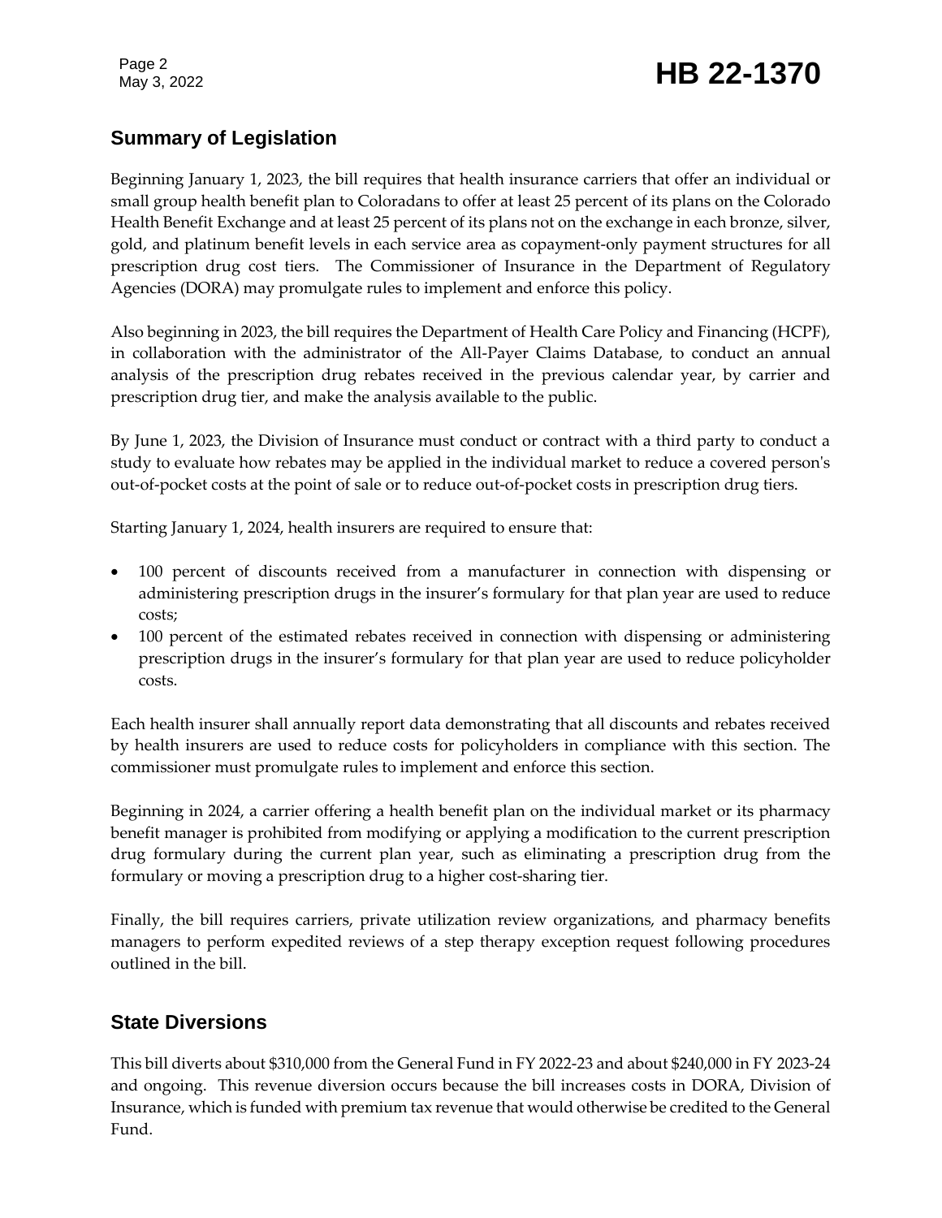## Summary of Legislation

Beginning January 1, 2023, the bill requires that health insurance carriers that offer an individual or small group health benefit plan to Coloradans to offer at least 25 percent of its plans on the Colorado Health Benefit Exchange and at least 25 percent of its plans not on the exchange in each bronze, silver, gold, and platinum benefit levels in each service area as copayment-only payment structures for all prescription drug cost tiers. The Commissioner of Insurance in the Department of Regulatory Agencies (DORA) may promulgate rules to implement and enforce this policy.

Also beginning in 2023, the bill requires the Department of Health Care Policy and Financing (HCPF), in collaboration with the administrator of the All-Payer Claims Database, to conduct an annual analysis of the prescription drug rebates received in the previous calendar year, by carrier and prescription drug tier, and make the analysis available to the public.

By June 1, 2023, the Division of Insurance must conduct or contract with a third party to conduct a study to evaluate how rebates may be applied in the individual market to reduce a covered person's out-of-pocket costs at the point of sale or to reduce out-of-pocket costs in prescription drug tiers.

Starting January 1, 2024, health insurers are required to ensure that:

- 100 percent of discounts received from a manufacturer in connection with dispensing or administering prescription drugs in the insurer's formulary for that plan year are used to reduce costs;
- 100 percent of the estimated rebates received in connection with dispensing or administering prescription drugs in the insurer's formulary for that plan year are used to reduce policyholder costs.

Each health insurer shall annually report data demonstrating that all discounts and rebates received by health insurers are used to reduce costs for policyholders in compliance with this section. The commissioner must promulgate rules to implement and enforce this section.

Beginning in 2024, a carrier offering a health benefit plan on the individual market or its pharmacy benefit manager is prohibited from modifying or applying a modification to the current prescription drug formulary during the current plan year, such as eliminating a prescription drug from the formulary or moving a prescription drug to a higher cost-sharing tier.

Finally, the bill requires carriers, private utilization review organizations, and pharmacy benefits managers to perform expedited reviews of a step therapy exception request following procedures outlined in the bill.

## State Diversions

This bill diverts about $310,000 from the General Fund in FY 2022-23 and about $240,000 in FY 2023-24 and ongoing. This revenue diversion occurs because the bill increases costs in DORA, Division of Insurance, which is funded with premium tax revenue that would otherwise be credited to the General Fund.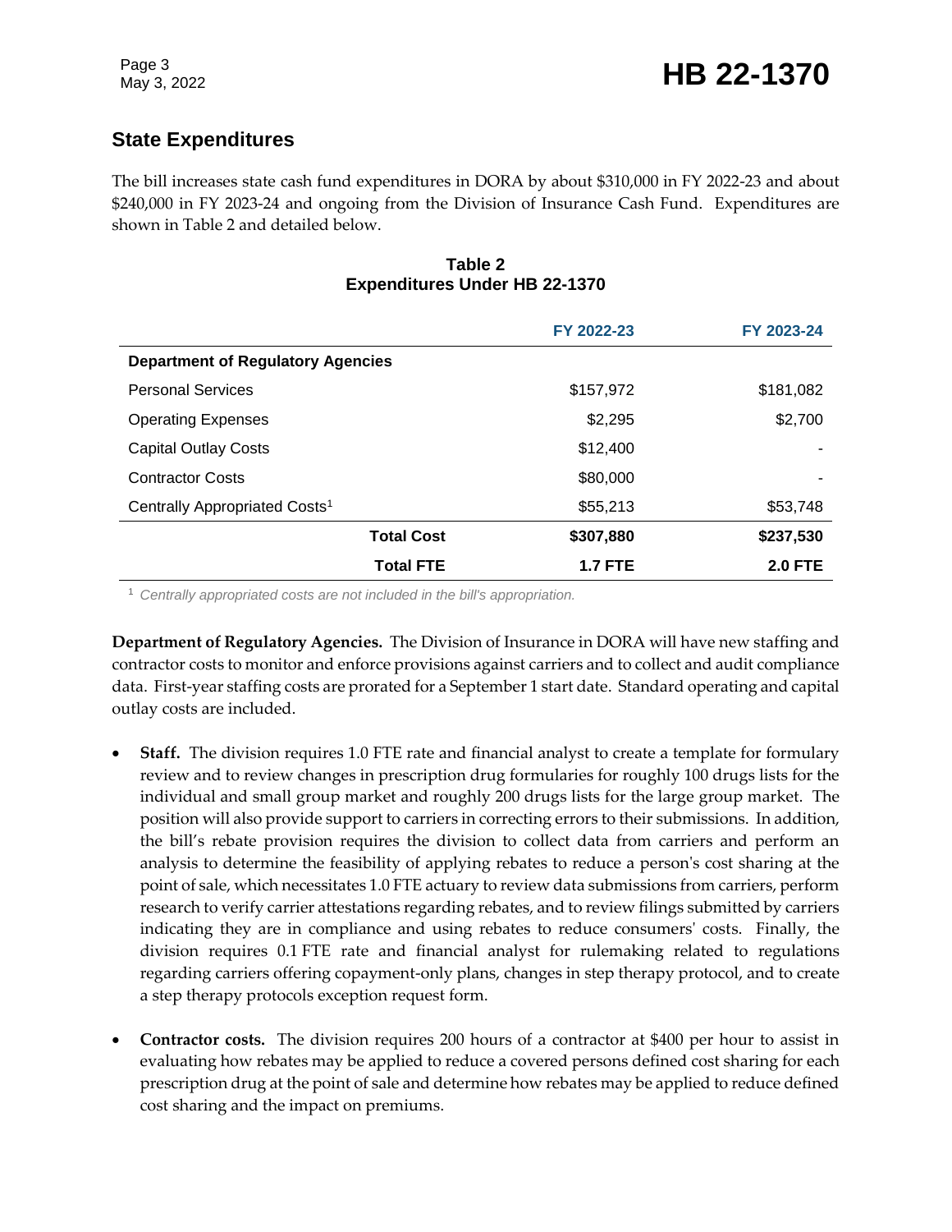## State Expenditures

The bill increases state cash fund expenditures in DORA by about $310,000 in FY 2022-23 and about $240,000 in FY 2023-24 and ongoing from the Division of Insurance Cash Fund. Expenditures are shown in Table 2 and detailed below.

**Table 2**
**Expenditures Under HB 22-1370**

| | FY 2022-23 | FY 2023-24 |
|---|---|---|
| **Department of Regulatory Agencies** | | |
| Personal Services | $157,972 | $181,082 |
| Operating Expenses | $2,295 | $2,700 |
| Capital Outlay Costs | $12,400 | - |
| Contractor Costs | $80,000 | - |
| Centrally Appropriated Costs[1] | $55,213 | $53,748 |
| **Total Cost** | **$307,880** | **$237,530** |
| **Total FTE** | **1.7 FTE** | **2.0 FTE** |

[1] *Centrally appropriated costs are not included in the bill's appropriation.*

**Department of Regulatory Agencies.** The Division of Insurance in DORA will have new staffing and contractor costs to monitor and enforce provisions against carriers and to collect and audit compliance data. First-year staffing costs are prorated for a September 1 start date. Standard operating and capital outlay costs are included.

- **Staff.** The division requires 1.0 FTE rate and financial analyst to create a template for formulary review and to review changes in prescription drug formularies for roughly 100 drugs lists for the individual and small group market and roughly 200 drugs lists for the large group market. The position will also provide support to carriers in correcting errors to their submissions. In addition, the bill's rebate provision requires the division to collect data from carriers and perform an analysis to determine the feasibility of applying rebates to reduce a person's cost sharing at the point of sale, which necessitates 1.0 FTE actuary to review data submissions from carriers, perform research to verify carrier attestations regarding rebates, and to review filings submitted by carriers indicating they are in compliance and using rebates to reduce consumers' costs. Finally, the division requires 0.1 FTE rate and financial analyst for rulemaking related to regulations regarding carriers offering copayment-only plans, changes in step therapy protocol, and to create a step therapy protocols exception request form.

- **Contractor costs.** The division requires 200 hours of a contractor at $400 per hour to assist in evaluating how rebates may be applied to reduce a covered persons defined cost sharing for each prescription drug at the point of sale and determine how rebates may be applied to reduce defined cost sharing and the impact on premiums.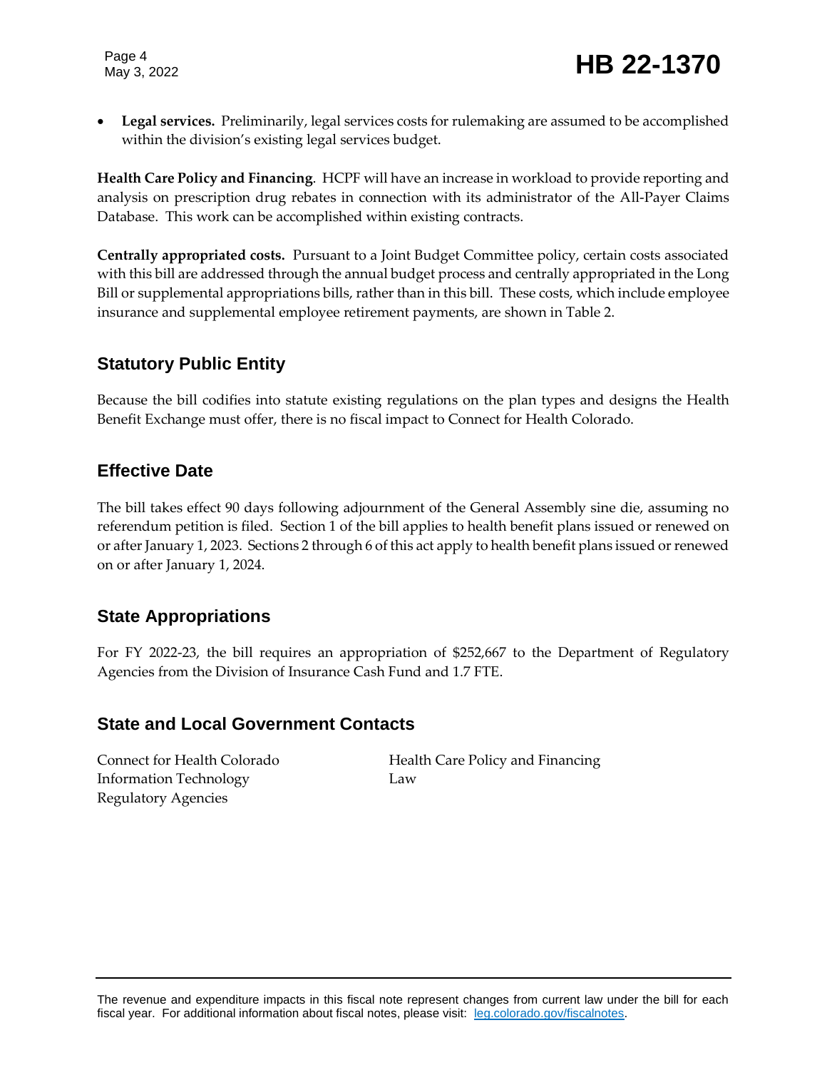- **Legal services.** Preliminarily, legal services costs for rulemaking are assumed to be accomplished within the division's existing legal services budget.

**Health Care Policy and Financing**. HCPF will have an increase in workload to provide reporting and analysis on prescription drug rebates in connection with its administrator of the All-Payer Claims Database. This work can be accomplished within existing contracts.

**Centrally appropriated costs.** Pursuant to a Joint Budget Committee policy, certain costs associated with this bill are addressed through the annual budget process and centrally appropriated in the Long Bill or supplemental appropriations bills, rather than in this bill. These costs, which include employee insurance and supplemental employee retirement payments, are shown in Table 2.

## Statutory Public Entity

Because the bill codifies into statute existing regulations on the plan types and designs the Health Benefit Exchange must offer, there is no fiscal impact to Connect for Health Colorado.

## Effective Date

The bill takes effect 90 days following adjournment of the General Assembly sine die, assuming no referendum petition is filed. Section 1 of the bill applies to health benefit plans issued or renewed on or after January 1, 2023. Sections 2 through 6 of this act apply to health benefit plans issued or renewed on or after January 1, 2024.

## State Appropriations

For FY 2022-23, the bill requires an appropriation of $252,667 to the Department of Regulatory Agencies from the Division of Insurance Cash Fund and 1.7 FTE.

## State and Local Government Contacts

Connect for Health Colorado
Information Technology
Regulatory Agencies
Health Care Policy and Financing
Law

The revenue and expenditure impacts in this fiscal note represent changes from current law under the bill for each fiscal year. For additional information about fiscal notes, please visit: leg.colorado.gov/fiscalnotes.